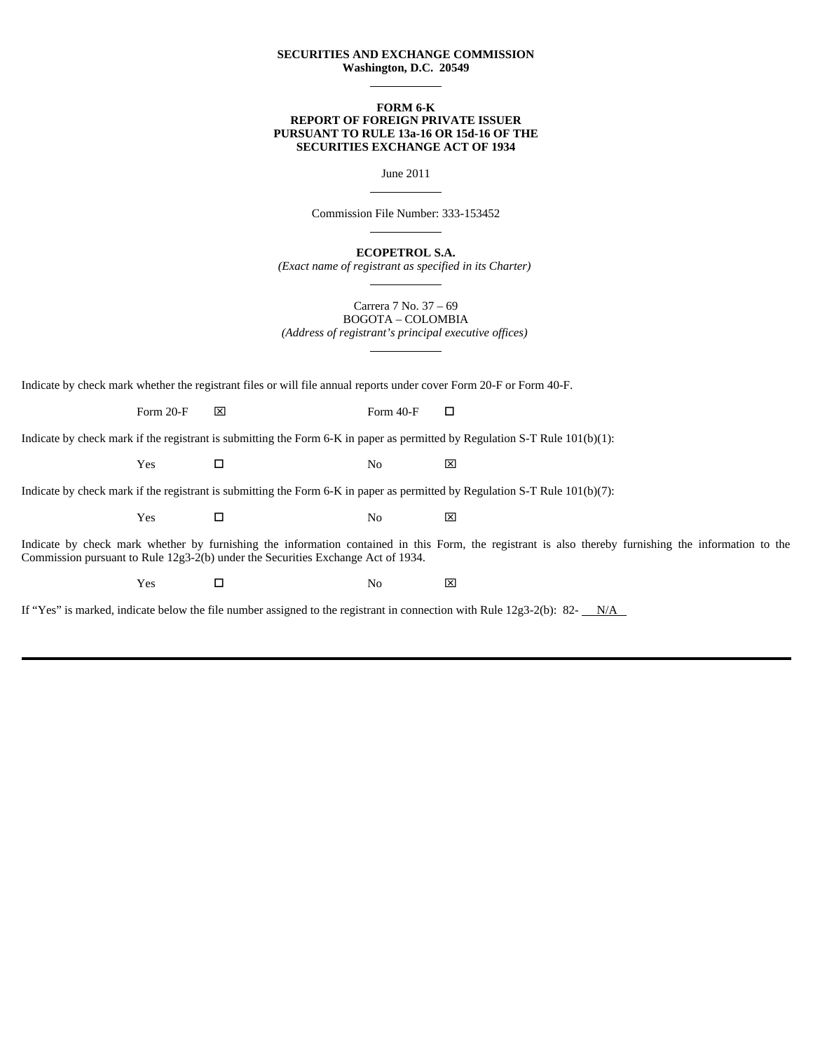**SECURITIES AND EXCHANGE COMMISSION**
**Washington, D.C. 20549**

---

**FORM 6-K**
**REPORT OF FOREIGN PRIVATE ISSUER**
**PURSUANT TO RULE 13a-16 OR 15d-16 OF THE**
**SECURITIES EXCHANGE ACT OF 1934**

June 2011

---

Commission File Number: 333-153452

---

**ECOPETROL S.A.**
*(Exact name of registrant as specified in its Charter)*

---

Carrera 7 No. 37 – 69
BOGOTA – COLOMBIA
*(Address of registrant's principal executive offices)*

---

Indicate by check mark whether the registrant files or will file annual reports under cover Form 20-F or Form 40-F.

Form 20-F ☒ Form 40-F ☐

Indicate by check mark if the registrant is submitting the Form 6-K in paper as permitted by Regulation S-T Rule 101(b)(1):

Yes ☐ No ☒

Indicate by check mark if the registrant is submitting the Form 6-K in paper as permitted by Regulation S-T Rule 101(b)(7):

Yes ☐ No ☒

Indicate by check mark whether by furnishing the information contained in this Form, the registrant is also thereby furnishing the information to the Commission pursuant to Rule 12g3-2(b) under the Securities Exchange Act of 1934.

Yes ☐ No ☒

If "Yes" is marked, indicate below the file number assigned to the registrant in connection with Rule 12g3-2(b): 82- N/A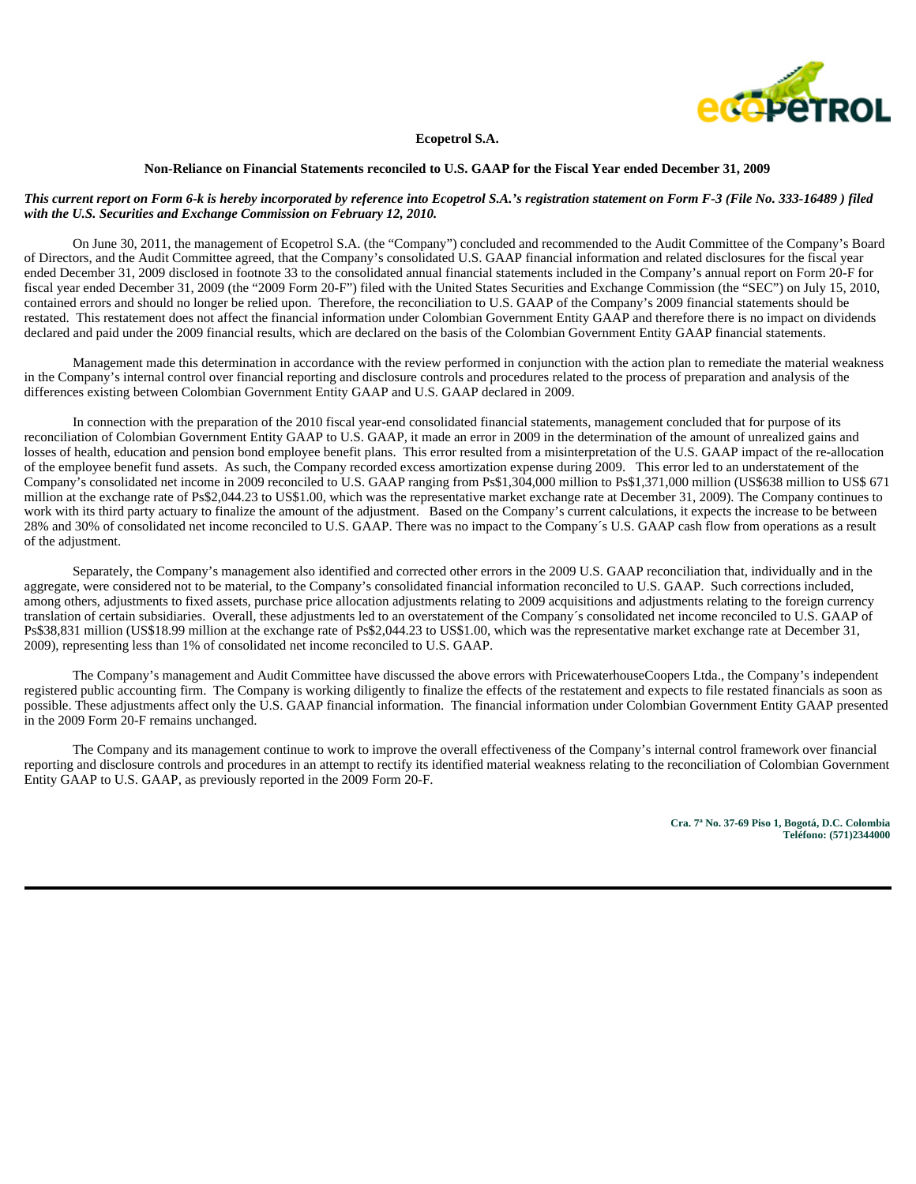**Ecopetrol S.A.**

**Non-Reliance on Financial Statements reconciled to U.S. GAAP for the Fiscal Year ended December 31, 2009**

***This current report on Form 6-k is hereby incorporated by reference into Ecopetrol S.A.'s registration statement on Form F-3 (File No. 333-16489 ) filed with the U.S. Securities and Exchange Commission on February 12, 2010.***

On June 30, 2011, the management of Ecopetrol S.A. (the "Company") concluded and recommended to the Audit Committee of the Company's Board of Directors, and the Audit Committee agreed, that the Company's consolidated U.S. GAAP financial information and related disclosures for the fiscal year ended December 31, 2009 disclosed in footnote 33 to the consolidated annual financial statements included in the Company's annual report on Form 20-F for fiscal year ended December 31, 2009 (the "2009 Form 20-F") filed with the United States Securities and Exchange Commission (the "SEC") on July 15, 2010, contained errors and should no longer be relied upon. Therefore, the reconciliation to U.S. GAAP of the Company's 2009 financial statements should be restated. This restatement does not affect the financial information under Colombian Government Entity GAAP and therefore there is no impact on dividends declared and paid under the 2009 financial results, which are declared on the basis of the Colombian Government Entity GAAP financial statements.

Management made this determination in accordance with the review performed in conjunction with the action plan to remediate the material weakness in the Company's internal control over financial reporting and disclosure controls and procedures related to the process of preparation and analysis of the differences existing between Colombian Government Entity GAAP and U.S. GAAP declared in 2009.

In connection with the preparation of the 2010 fiscal year-end consolidated financial statements, management concluded that for purpose of its reconciliation of Colombian Government Entity GAAP to U.S. GAAP, it made an error in 2009 in the determination of the amount of unrealized gains and losses of health, education and pension bond employee benefit plans. This error resulted from a misinterpretation of the U.S. GAAP impact of the re-allocation of the employee benefit fund assets. As such, the Company recorded excess amortization expense during 2009. This error led to an understatement of the Company's consolidated net income in 2009 reconciled to U.S. GAAP ranging from Ps$1,304,000 million to Ps$1,371,000 million (US$638 million to US$ 671 million at the exchange rate of Ps$2,044.23 to US$1.00, which was the representative market exchange rate at December 31, 2009). The Company continues to work with its third party actuary to finalize the amount of the adjustment. Based on the Company's current calculations, it expects the increase to be between 28% and 30% of consolidated net income reconciled to U.S. GAAP. There was no impact to the Company´s U.S. GAAP cash flow from operations as a result of the adjustment.

Separately, the Company's management also identified and corrected other errors in the 2009 U.S. GAAP reconciliation that, individually and in the aggregate, were considered not to be material, to the Company's consolidated financial information reconciled to U.S. GAAP. Such corrections included, among others, adjustments to fixed assets, purchase price allocation adjustments relating to 2009 acquisitions and adjustments relating to the foreign currency translation of certain subsidiaries. Overall, these adjustments led to an overstatement of the Company´s consolidated net income reconciled to U.S. GAAP of Ps$38,831 million (US$18.99 million at the exchange rate of Ps$2,044.23 to US$1.00, which was the representative market exchange rate at December 31, 2009), representing less than 1% of consolidated net income reconciled to U.S. GAAP.

The Company's management and Audit Committee have discussed the above errors with PricewaterhouseCoopers Ltda., the Company's independent registered public accounting firm. The Company is working diligently to finalize the effects of the restatement and expects to file restated financials as soon as possible. These adjustments affect only the U.S. GAAP financial information. The financial information under Colombian Government Entity GAAP presented in the 2009 Form 20-F remains unchanged.

The Company and its management continue to work to improve the overall effectiveness of the Company's internal control framework over financial reporting and disclosure controls and procedures in an attempt to rectify its identified material weakness relating to the reconciliation of Colombian Government Entity GAAP to U.S. GAAP, as previously reported in the 2009 Form 20-F.

**Cra. 7ª No. 37-69 Piso 1, Bogotá, D.C. Colombia**
**Teléfono: (571)2344000**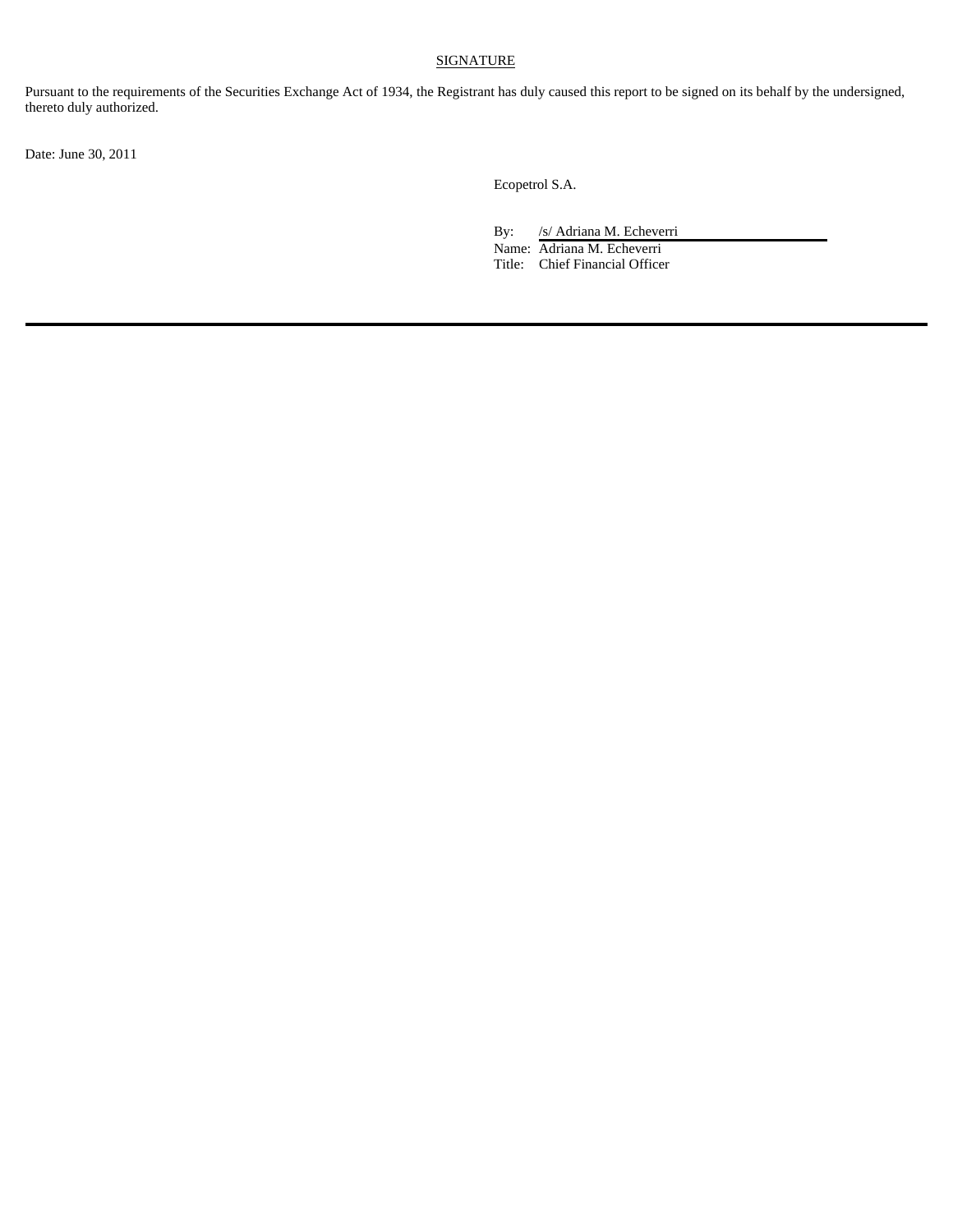SIGNATURE

Pursuant to the requirements of the Securities Exchange Act of 1934, the Registrant has duly caused this report to be signed on its behalf by the undersigned, thereto duly authorized.

Date: June 30, 2011

Ecopetrol S.A.

By: /s/ Adriana M. Echeverri

Name: Adriana M. Echeverri

Title: Chief Financial Officer